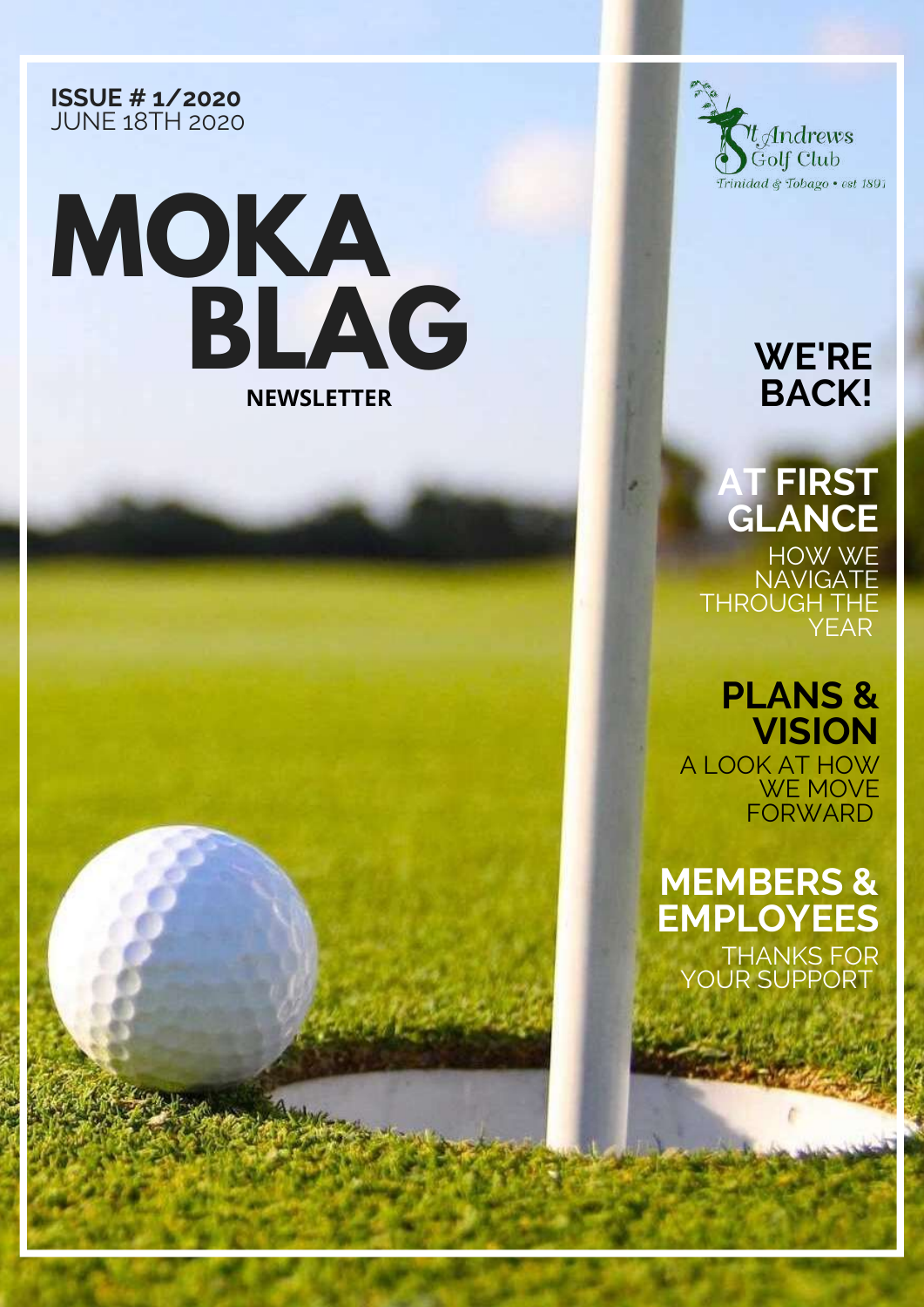**ISSUE # 1/2020**
JUNE 18TH 2020

St Andrews Golf Club
Trinidad & Tobago • est 1891

# MOKA BLAG

**NEWSLETTER**

## WE'RE BACK!

## AT FIRST GLANCE

HOW WE NAVIGATE THROUGH THE YEAR

## PLANS & VISION

A LOOK AT HOW WE MOVE FORWARD

## MEMBERS & EMPLOYEES

THANKS FOR YOUR SUPPORT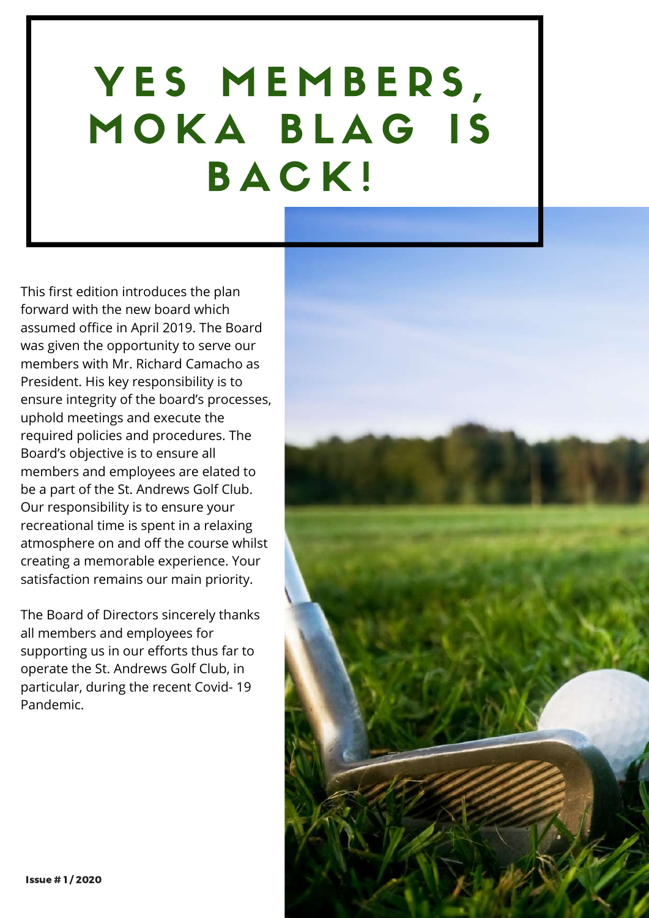# YES MEMBERS, MOKA BLAG IS BACK!

This first edition introduces the plan forward with the new board which assumed office in April 2019. The Board was given the opportunity to serve our members with Mr. Richard Camacho as President. His key responsibility is to ensure integrity of the board's processes, uphold meetings and execute the required policies and procedures. The Board's objective is to ensure all members and employees are elated to be a part of the St. Andrews Golf Club. Our responsibility is to ensure your recreational time is spent in a relaxing atmosphere on and off the course whilst creating a memorable experience. Your satisfaction remains our main priority.

The Board of Directors sincerely thanks all members and employees for supporting us in our efforts thus far to operate the St. Andrews Golf Club, in particular, during the recent Covid- 19 Pandemic.

**Issue # 1 / 2020**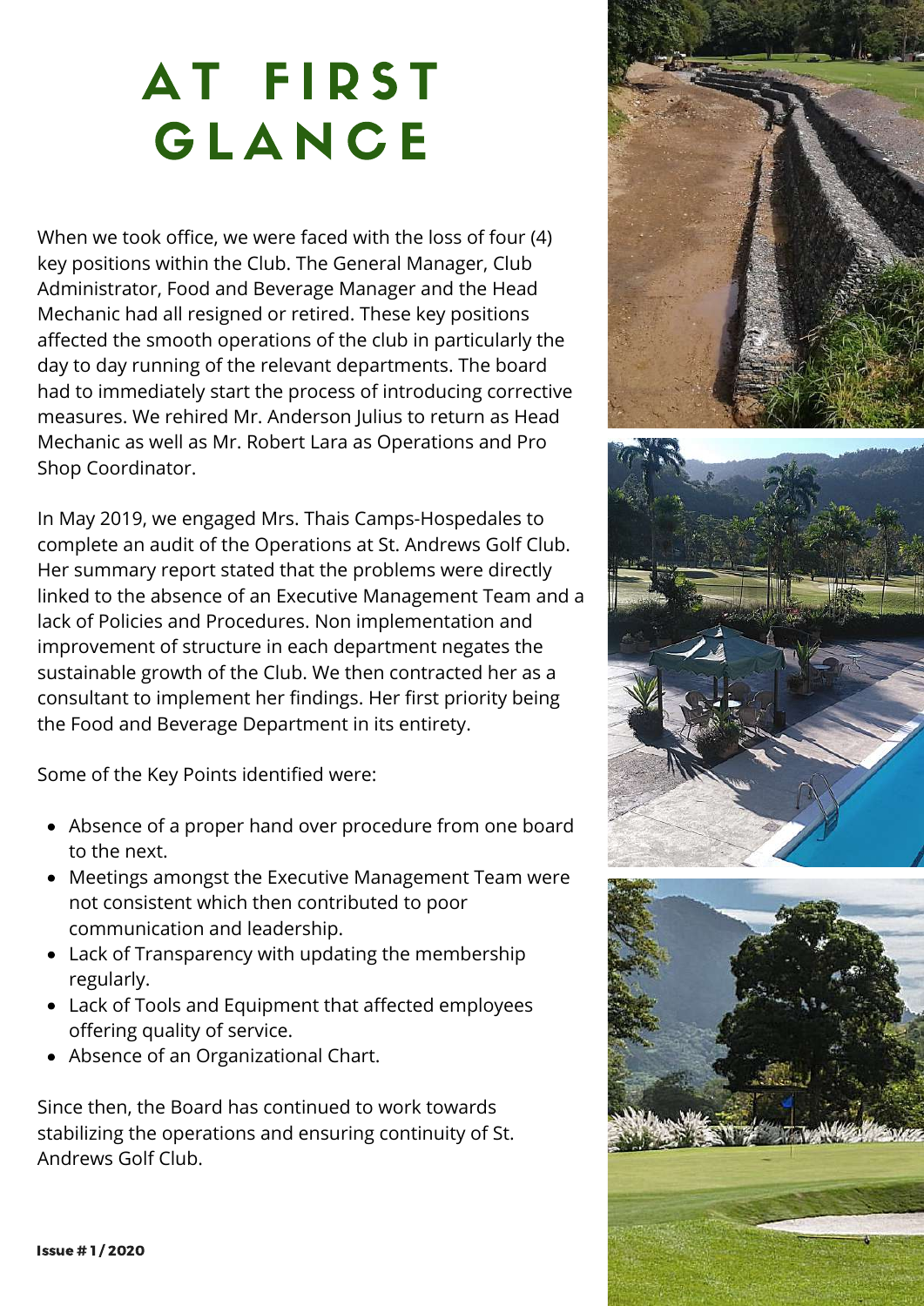# AT FIRST GLANCE

When we took office, we were faced with the loss of four (4) key positions within the Club. The General Manager, Club Administrator, Food and Beverage Manager and the Head Mechanic had all resigned or retired. These key positions affected the smooth operations of the club in particularly the day to day running of the relevant departments. The board had to immediately start the process of introducing corrective measures. We rehired Mr. Anderson Julius to return as Head Mechanic as well as Mr. Robert Lara as Operations and Pro Shop Coordinator.

In May 2019, we engaged Mrs. Thais Camps-Hospedales to complete an audit of the Operations at St. Andrews Golf Club. Her summary report stated that the problems were directly linked to the absence of an Executive Management Team and a lack of Policies and Procedures. Non implementation and improvement of structure in each department negates the sustainable growth of the Club. We then contracted her as a consultant to implement her findings. Her first priority being the Food and Beverage Department in its entirety.

Some of the Key Points identified were:

- Absence of a proper hand over procedure from one board to the next.
- Meetings amongst the Executive Management Team were not consistent which then contributed to poor communication and leadership.
- Lack of Transparency with updating the membership regularly.
- Lack of Tools and Equipment that affected employees offering quality of service.
- Absence of an Organizational Chart.

Since then, the Board has continued to work towards stabilizing the operations and ensuring continuity of St. Andrews Golf Club.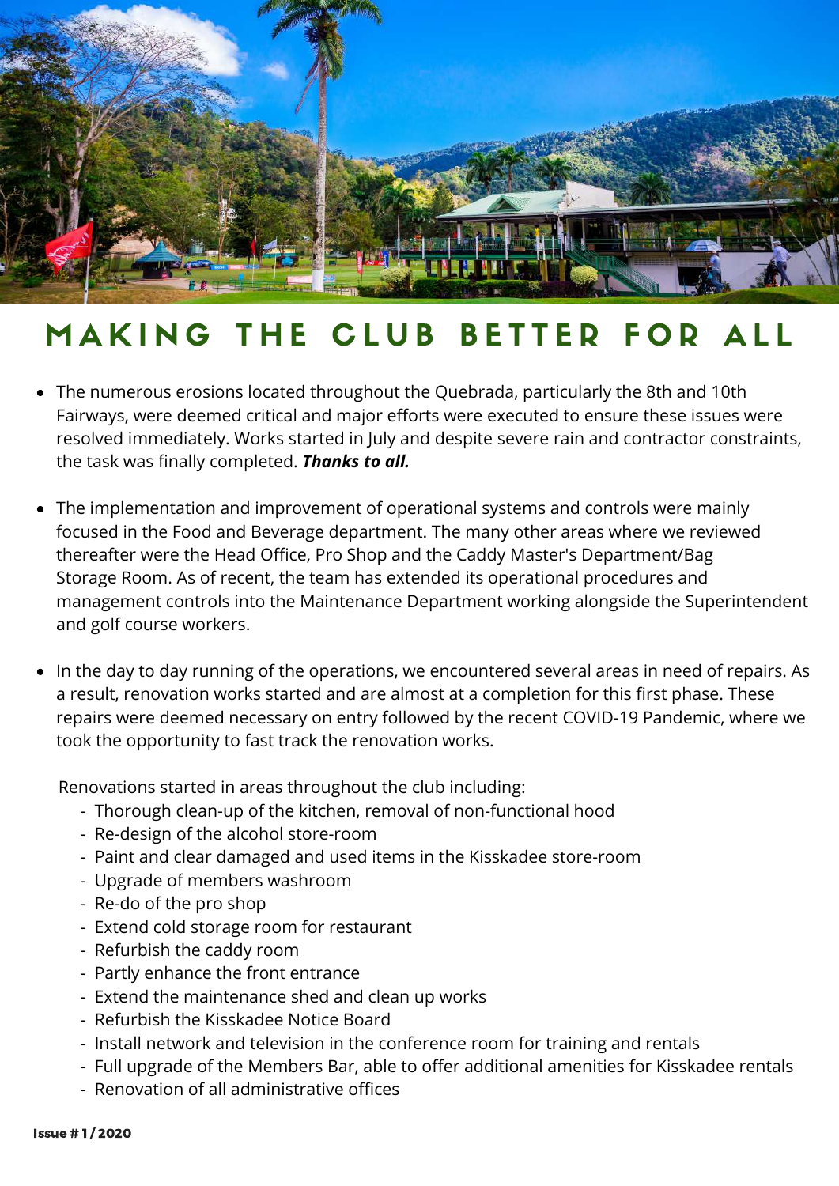# MAKING THE CLUB BETTER FOR ALL

- The numerous erosions located throughout the Quebrada, particularly the 8th and 10th Fairways, were deemed critical and major efforts were executed to ensure these issues were resolved immediately. Works started in July and despite severe rain and contractor constraints, the task was finally completed. ***Thanks to all.***

- The implementation and improvement of operational systems and controls were mainly focused in the Food and Beverage department. The many other areas where we reviewed thereafter were the Head Office, Pro Shop and the Caddy Master's Department/Bag Storage Room. As of recent, the team has extended its operational procedures and management controls into the Maintenance Department working alongside the Superintendent and golf course workers.

- In the day to day running of the operations, we encountered several areas in need of repairs. As a result, renovation works started and are almost at a completion for this first phase. These repairs were deemed necessary on entry followed by the recent COVID-19 Pandemic, where we took the opportunity to fast track the renovation works.

  Renovations started in areas throughout the club including:
  - Thorough clean-up of the kitchen, removal of non-functional hood
  - Re-design of the alcohol store-room
  - Paint and clear damaged and used items in the Kisskadee store-room
  - Upgrade of members washroom
  - Re-do of the pro shop
  - Extend cold storage room for restaurant
  - Refurbish the caddy room
  - Partly enhance the front entrance
  - Extend the maintenance shed and clean up works
  - Refurbish the Kisskadee Notice Board
  - Install network and television in the conference room for training and rentals
  - Full upgrade of the Members Bar, able to offer additional amenities for Kisskadee rentals
  - Renovation of all administrative offices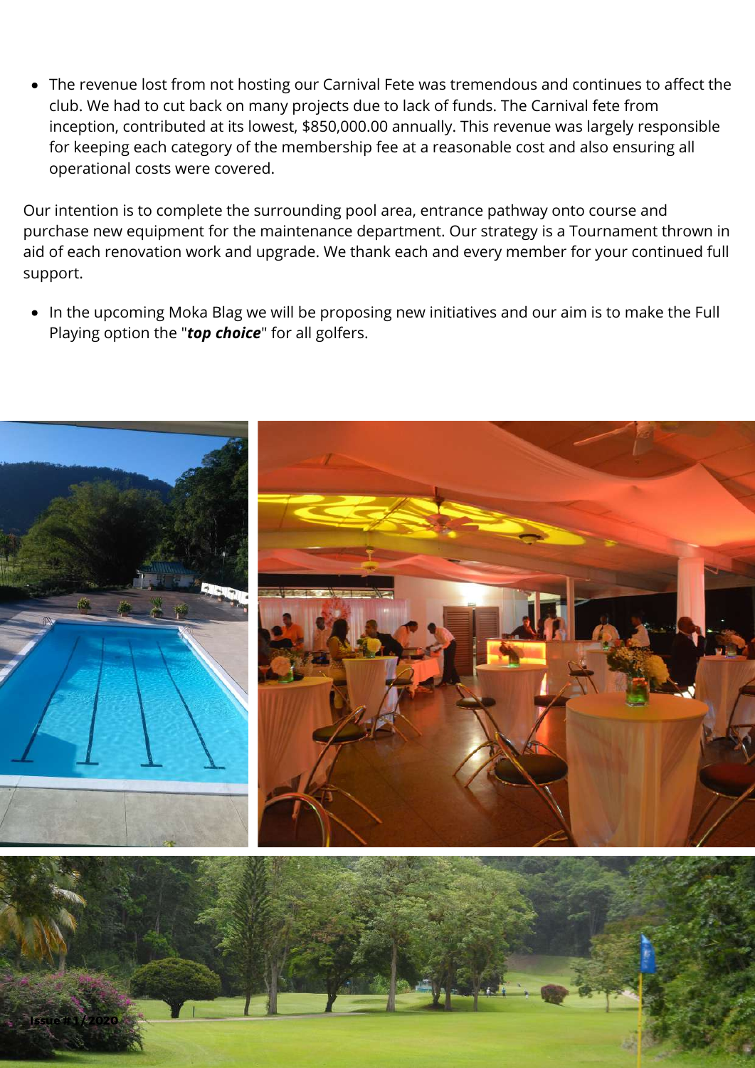- The revenue lost from not hosting our Carnival Fete was tremendous and continues to affect the club. We had to cut back on many projects due to lack of funds. The Carnival fete from inception, contributed at its lowest, $850,000.00 annually. This revenue was largely responsible for keeping each category of the membership fee at a reasonable cost and also ensuring all operational costs were covered.

Our intention is to complete the surrounding pool area, entrance pathway onto course and purchase new equipment for the maintenance department. Our strategy is a Tournament thrown in aid of each renovation work and upgrade. We thank each and every member for your continued full support.

- In the upcoming Moka Blag we will be proposing new initiatives and our aim is to make the Full Playing option the "***top choice***" for all golfers.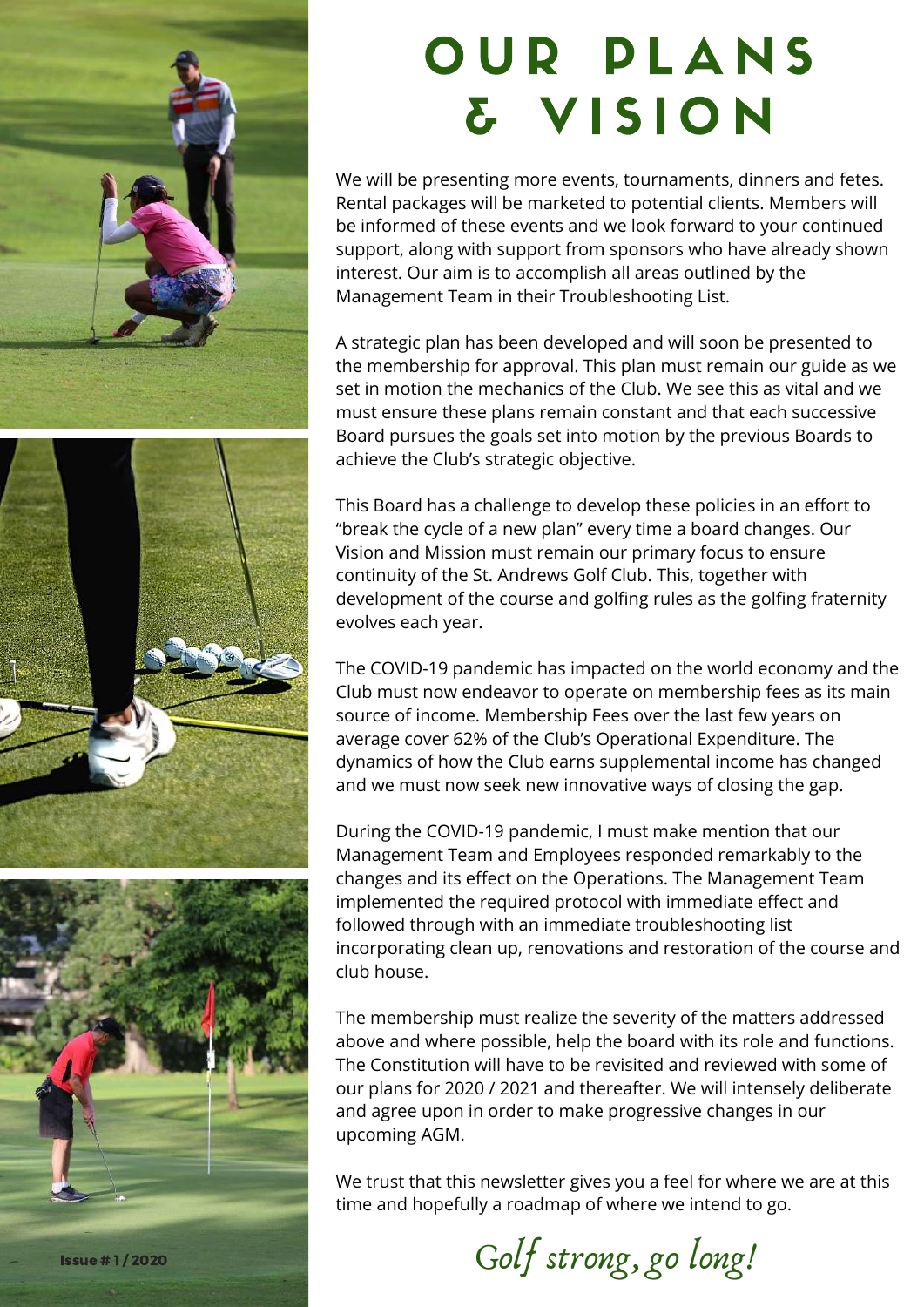# OUR PLANS & VISION

We will be presenting more events, tournaments, dinners and fetes. Rental packages will be marketed to potential clients. Members will be informed of these events and we look forward to your continued support, along with support from sponsors who have already shown interest. Our aim is to accomplish all areas outlined by the Management Team in their Troubleshooting List.

A strategic plan has been developed and will soon be presented to the membership for approval. This plan must remain our guide as we set in motion the mechanics of the Club. We see this as vital and we must ensure these plans remain constant and that each successive Board pursues the goals set into motion by the previous Boards to achieve the Club's strategic objective.

This Board has a challenge to develop these policies in an effort to "break the cycle of a new plan" every time a board changes. Our Vision and Mission must remain our primary focus to ensure continuity of the St. Andrews Golf Club. This, together with development of the course and golfing rules as the golfing fraternity evolves each year.

The COVID-19 pandemic has impacted on the world economy and the Club must now endeavor to operate on membership fees as its main source of income. Membership Fees over the last few years on average cover 62% of the Club's Operational Expenditure. The dynamics of how the Club earns supplemental income has changed and we must now seek new innovative ways of closing the gap.

During the COVID-19 pandemic, I must make mention that our Management Team and Employees responded remarkably to the changes and its effect on the Operations. The Management Team implemented the required protocol with immediate effect and followed through with an immediate troubleshooting list incorporating clean up, renovations and restoration of the course and club house.

The membership must realize the severity of the matters addressed above and where possible, help the board with its role and functions. The Constitution will have to be revisited and reviewed with some of our plans for 2020 / 2021 and thereafter. We will intensely deliberate and agree upon in order to make progressive changes in our upcoming AGM.

We trust that this newsletter gives you a feel for where we are at this time and hopefully a roadmap of where we intend to go.

*Golf strong, go long!*